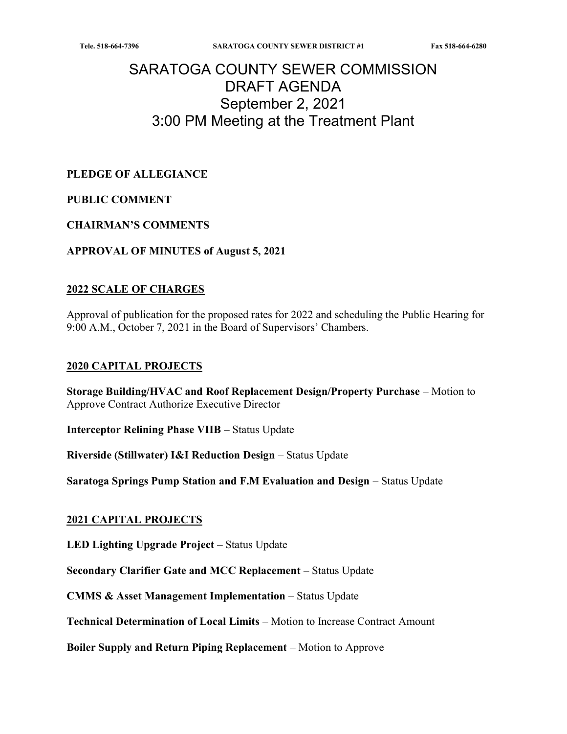# SARATOGA COUNTY SEWER COMMISSION
# DRAFT AGENDA
# September 2, 2021
# 3:00 PM Meeting at the Treatment Plant

**PLEDGE OF ALLEGIANCE**

**PUBLIC COMMENT**

**CHAIRMAN'S COMMENTS**

**APPROVAL OF MINUTES of August 5, 2021**

## 2022 SCALE OF CHARGES

Approval of publication for the proposed rates for 2022 and scheduling the Public Hearing for 9:00 A.M., October 7, 2021 in the Board of Supervisors' Chambers.

## 2020 CAPITAL PROJECTS

**Storage Building/HVAC and Roof Replacement Design/Property Purchase** – Motion to Approve Contract Authorize Executive Director

**Interceptor Relining Phase VIIB** – Status Update

**Riverside (Stillwater) I&I Reduction Design** – Status Update

**Saratoga Springs Pump Station and F.M Evaluation and Design** – Status Update

## 2021 CAPITAL PROJECTS

**LED Lighting Upgrade Project** – Status Update

**Secondary Clarifier Gate and MCC Replacement** – Status Update

**CMMS & Asset Management Implementation** – Status Update

**Technical Determination of Local Limits** – Motion to Increase Contract Amount

**Boiler Supply and Return Piping Replacement** – Motion to Approve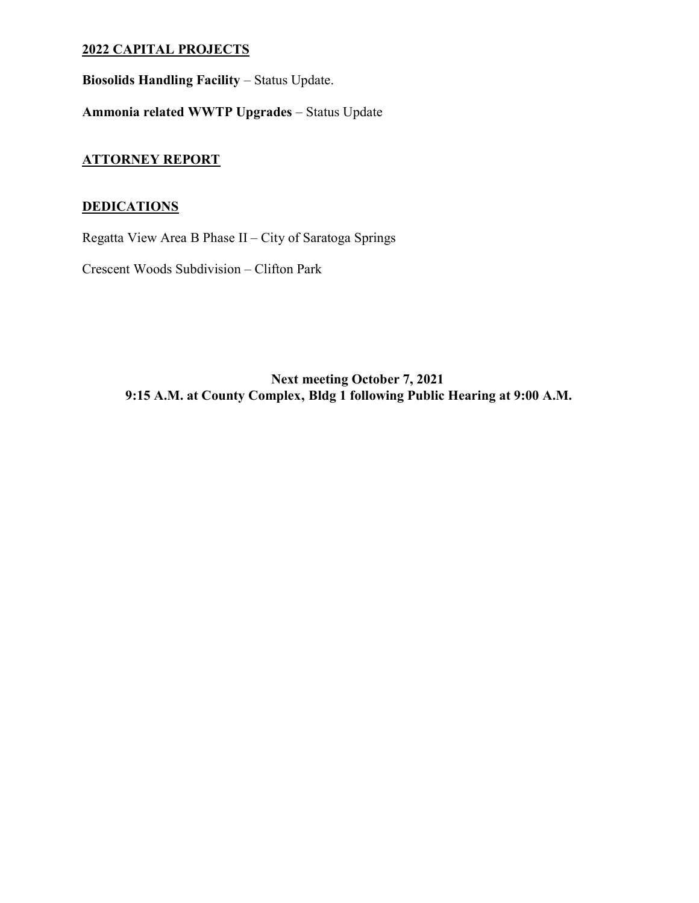## 2022 CAPITAL PROJECTS

**Biosolids Handling Facility** – Status Update.

**Ammonia related WWTP Upgrades** – Status Update

## ATTORNEY REPORT

## DEDICATIONS

Regatta View Area B Phase II – City of Saratoga Springs

Crescent Woods Subdivision – Clifton Park

**Next meeting October 7, 2021**
**9:15 A.M. at County Complex, Bldg 1 following Public Hearing at 9:00 A.M.**